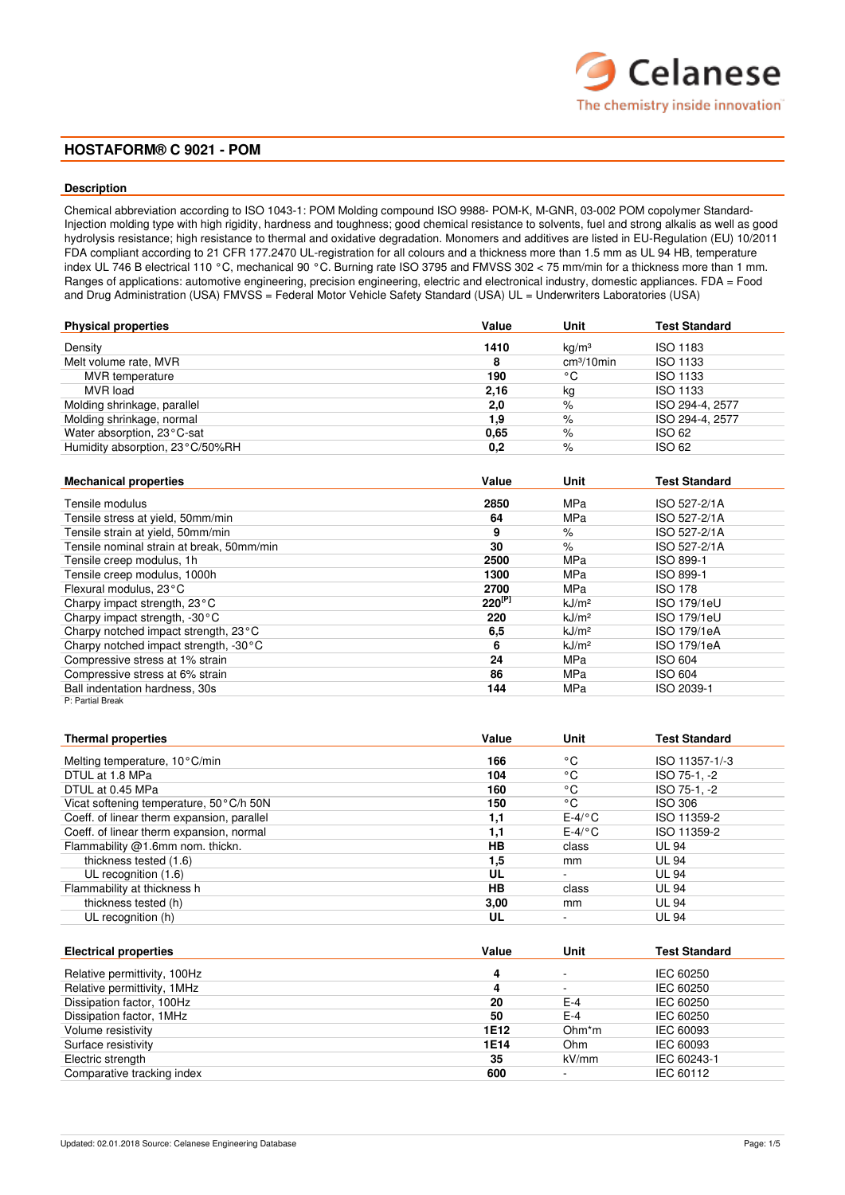# HOSTAFORM® C 9021 - POM

## Description

Chemical abbreviation according to ISO 1043-1: POM Molding compound ISO 9988- POM-K, M-GNR, 03-002 POM copolymer Standard-Injection molding type with high rigidity, hardness and toughness; good chemical resistance to solvents, fuel and strong alkalis as well as good hydrolysis resistance; high resistance to thermal and oxidative degradation. Monomers and additives are listed in EU-Regulation (EU) 10/2011 FDA compliant according to 21 CFR 177.2470 UL-registration for all colours and a thickness more than 1.5 mm as UL 94 HB, temperature index UL 746 B electrical 110 °C, mechanical 90 °C. Burning rate ISO 3795 and FMVSS 302 < 75 mm/min for a thickness more than 1 mm. Ranges of applications: automotive engineering, precision engineering, electric and electronical industry, domestic appliances. FDA = Food and Drug Administration (USA) FMVSS = Federal Motor Vehicle Safety Standard (USA) UL = Underwriters Laboratories (USA)

| Physical properties | Value | Unit | Test Standard |
|---|---|---|---|
| Density | **1410** | kg/m³ | ISO 1183 |
| Melt volume rate, MVR | **8** | cm³/10min | ISO 1133 |
| MVR temperature | **190** | °C | ISO 1133 |
| MVR load | **2,16** | kg | ISO 1133 |
| Molding shrinkage, parallel | **2,0** | % | ISO 294-4, 2577 |
| Molding shrinkage, normal | **1,9** | % | ISO 294-4, 2577 |
| Water absorption, 23°C-sat | **0,65** | % | ISO 62 |
| Humidity absorption, 23°C/50%RH | **0,2** | % | ISO 62 |

| Mechanical properties | Value | Unit | Test Standard |
|---|---|---|---|
| Tensile modulus | **2850** | MPa | ISO 527-2/1A |
| Tensile stress at yield, 50mm/min | **64** | MPa | ISO 527-2/1A |
| Tensile strain at yield, 50mm/min | **9** | % | ISO 527-2/1A |
| Tensile nominal strain at break, 50mm/min | **30** | % | ISO 527-2/1A |
| Tensile creep modulus, 1h | **2500** | MPa | ISO 899-1 |
| Tensile creep modulus, 1000h | **1300** | MPa | ISO 899-1 |
| Flexural modulus, 23°C | **2700** | MPa | ISO 178 |
| Charpy impact strength, 23°C | **220[P]** | kJ/m² | ISO 179/1eU |
| Charpy impact strength, -30°C | **220** | kJ/m² | ISO 179/1eU |
| Charpy notched impact strength, 23°C | **6,5** | kJ/m² | ISO 179/1eA |
| Charpy notched impact strength, -30°C | **6** | kJ/m² | ISO 179/1eA |
| Compressive stress at 1% strain | **24** | MPa | ISO 604 |
| Compressive stress at 6% strain | **86** | MPa | ISO 604 |
| Ball indentation hardness, 30s | **144** | MPa | ISO 2039-1 |

P: Partial Break

| Thermal properties | Value | Unit | Test Standard |
|---|---|---|---|
| Melting temperature, 10°C/min | **166** | °C | ISO 11357-1/-3 |
| DTUL at 1.8 MPa | **104** | °C | ISO 75-1, -2 |
| DTUL at 0.45 MPa | **160** | °C | ISO 75-1, -2 |
| Vicat softening temperature, 50°C/h 50N | **150** | °C | ISO 306 |
| Coeff. of linear therm expansion, parallel | **1,1** | E-4/°C | ISO 11359-2 |
| Coeff. of linear therm expansion, normal | **1,1** | E-4/°C | ISO 11359-2 |
| Flammability @1.6mm nom. thickn. | **HB** | class | UL 94 |
| thickness tested (1.6) | **1,5** | mm | UL 94 |
| UL recognition (1.6) | **UL** | - | UL 94 |
| Flammability at thickness h | **HB** | class | UL 94 |
| thickness tested (h) | **3,00** | mm | UL 94 |
| UL recognition (h) | **UL** | - | UL 94 |

| Electrical properties | Value | Unit | Test Standard |
|---|---|---|---|
| Relative permittivity, 100Hz | **4** | - | IEC 60250 |
| Relative permittivity, 1MHz | **4** | - | IEC 60250 |
| Dissipation factor, 100Hz | **20** | E-4 | IEC 60250 |
| Dissipation factor, 1MHz | **50** | E-4 | IEC 60250 |
| Volume resistivity | **1E12** | Ohm*m | IEC 60093 |
| Surface resistivity | **1E14** | Ohm | IEC 60093 |
| Electric strength | **35** | kV/mm | IEC 60243-1 |
| Comparative tracking index | **600** | - | IEC 60112 |

Updated: 02.01.2018 Source: Celanese Engineering Database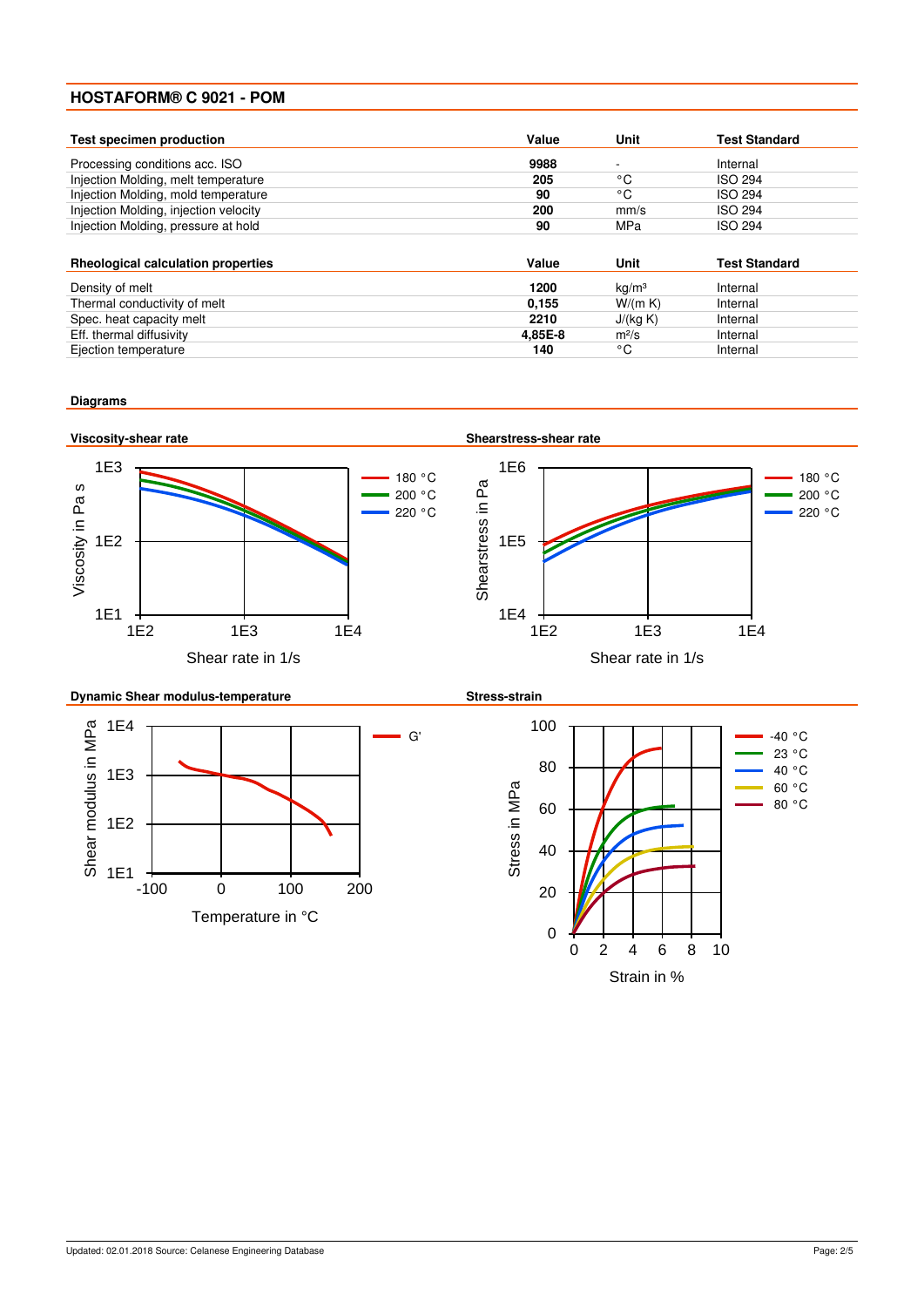## HOSTAFORM® C 9021 - POM

| Test specimen production | Value | Unit | Test Standard |
| --- | --- | --- | --- |
| Processing conditions acc. ISO | **9988** | - | Internal |
| Injection Molding, melt temperature | **205** | °C | ISO 294 |
| Injection Molding, mold temperature | **90** | °C | ISO 294 |
| Injection Molding, injection velocity | **200** | mm/s | ISO 294 |
| Injection Molding, pressure at hold | **90** | MPa | ISO 294 |

| Rheological calculation properties | Value | Unit | Test Standard |
| --- | --- | --- | --- |
| Density of melt | **1200** | kg/m³ | Internal |
| Thermal conductivity of melt | **0,155** | W/(m K) | Internal |
| Spec. heat capacity melt | **2210** | J/(kg K) | Internal |
| Eff. thermal diffusivity | **4,85E-8** | m²/s | Internal |
| Ejection temperature | **140** | °C | Internal |

### Diagrams

**Viscosity-shear rate**

**Shearstress-shear rate**

**Dynamic Shear modulus-temperature**

**Stress-strain**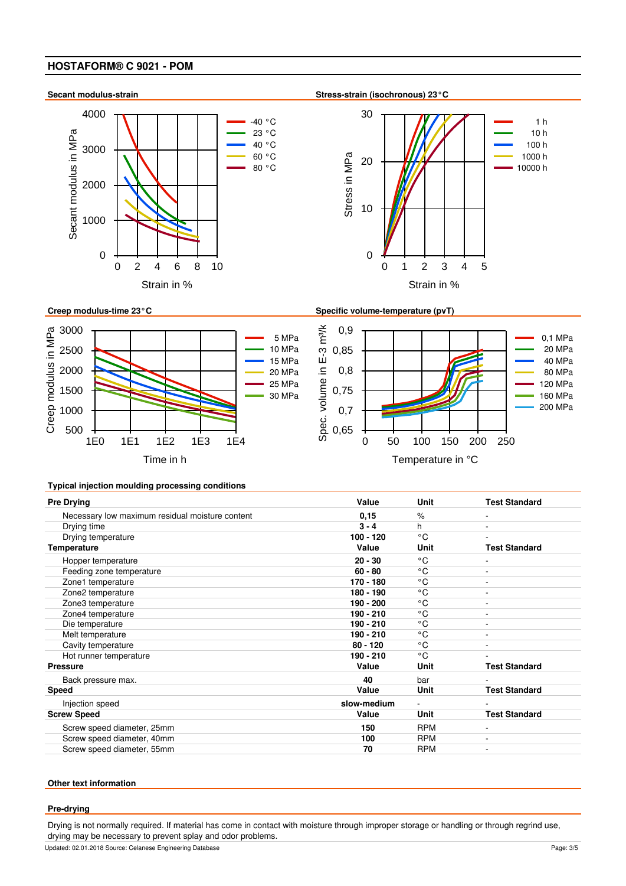## HOSTAFORM® C 9021 - POM

**Secant modulus-strain**

**Stress-strain (isochronous) 23°C**

**Creep modulus-time 23°C**

**Specific volume-temperature (pvT)**

### Typical injection moulding processing conditions

| Pre Drying | Value | Unit | Test Standard |
|---|---|---|---|
| Necessary low maximum residual moisture content | 0,15 | % | - |
| Drying time | 3 - 4 | h | - |
| Drying temperature | 100 - 120 | °C | - |
| **Temperature** | **Value** | **Unit** | **Test Standard** |
| Hopper temperature | 20 - 30 | °C | - |
| Feeding zone temperature | 60 - 80 | °C | - |
| Zone1 temperature | 170 - 180 | °C | - |
| Zone2 temperature | 180 - 190 | °C | - |
| Zone3 temperature | 190 - 200 | °C | - |
| Zone4 temperature | 190 - 210 | °C | - |
| Die temperature | 190 - 210 | °C | - |
| Melt temperature | 190 - 210 | °C | - |
| Cavity temperature | 80 - 120 | °C | - |
| Hot runner temperature | 190 - 210 | °C | - |
| **Pressure** | **Value** | **Unit** | **Test Standard** |
| Back pressure max. | 40 | bar | - |
| **Speed** | **Value** | **Unit** | **Test Standard** |
| Injection speed | slow-medium | - | - |
| **Screw Speed** | **Value** | **Unit** | **Test Standard** |
| Screw speed diameter, 25mm | 150 | RPM | - |
| Screw speed diameter, 40mm | 100 | RPM | - |
| Screw speed diameter, 55mm | 70 | RPM | - |

### Other text information

#### Pre-drying

Drying is not normally required. If material has come in contact with moisture through improper storage or handling or through regrind use, drying may be necessary to prevent splay and odor problems.

Updated: 02.01.2018 Source: Celanese Engineering Database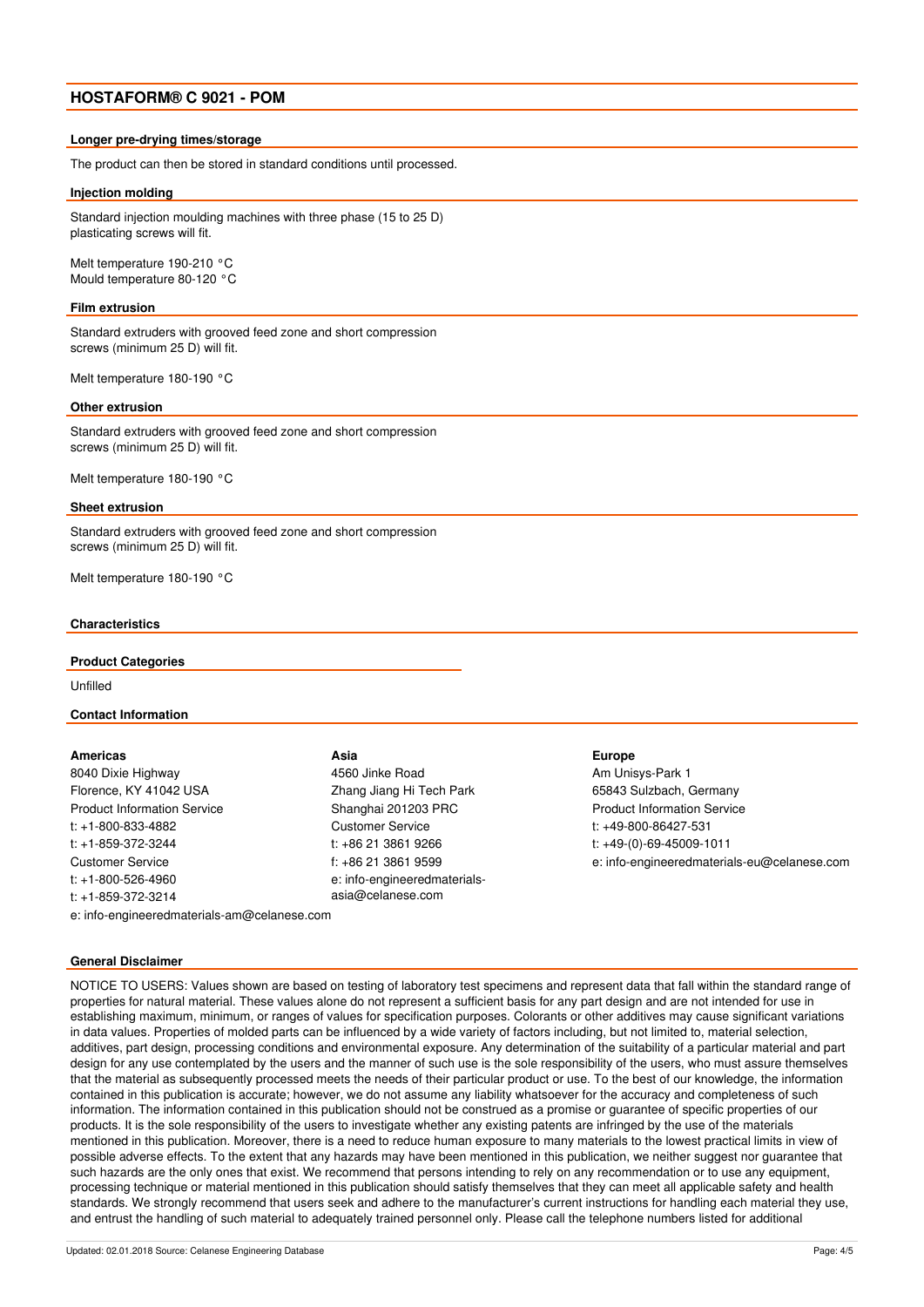## HOSTAFORM® C 9021 - POM

### Longer pre-drying times/storage

The product can then be stored in standard conditions until processed.

### Injection molding

Standard injection moulding machines with three phase (15 to 25 D) plasticating screws will fit.

Melt temperature 190-210 °C
Mould temperature 80-120 °C

### Film extrusion

Standard extruders with grooved feed zone and short compression screws (minimum 25 D) will fit.

Melt temperature 180-190 °C

### Other extrusion

Standard extruders with grooved feed zone and short compression screws (minimum 25 D) will fit.

Melt temperature 180-190 °C

### Sheet extrusion

Standard extruders with grooved feed zone and short compression screws (minimum 25 D) will fit.

Melt temperature 180-190 °C

### Characteristics

### Product Categories

Unfilled

### Contact Information

**Americas**
8040 Dixie Highway
Florence, KY 41042 USA
Product Information Service
t: +1-800-833-4882
t: +1-859-372-3244
Customer Service
t: +1-800-526-4960
t: +1-859-372-3214
e: info-engineeredmaterials-am@celanese.com

**Asia**
4560 Jinke Road
Zhang Jiang Hi Tech Park
Shanghai 201203 PRC
Customer Service
t: +86 21 3861 9266
f: +86 21 3861 9599
e: info-engineeredmaterials-asia@celanese.com

**Europe**
Am Unisys-Park 1
65843 Sulzbach, Germany
Product Information Service
t: +49-800-86427-531
t: +49-(0)-69-45009-1011
e: info-engineeredmaterials-eu@celanese.com

### General Disclaimer

NOTICE TO USERS: Values shown are based on testing of laboratory test specimens and represent data that fall within the standard range of properties for natural material. These values alone do not represent a sufficient basis for any part design and are not intended for use in establishing maximum, minimum, or ranges of values for specification purposes. Colorants or other additives may cause significant variations in data values. Properties of molded parts can be influenced by a wide variety of factors including, but not limited to, material selection, additives, part design, processing conditions and environmental exposure. Any determination of the suitability of a particular material and part design for any use contemplated by the users and the manner of such use is the sole responsibility of the users, who must assure themselves that the material as subsequently processed meets the needs of their particular product or use. To the best of our knowledge, the information contained in this publication is accurate; however, we do not assume any liability whatsoever for the accuracy and completeness of such information. The information contained in this publication should not be construed as a promise or guarantee of specific properties of our products. It is the sole responsibility of the users to investigate whether any existing patents are infringed by the use of the materials mentioned in this publication. Moreover, there is a need to reduce human exposure to many materials to the lowest practical limits in view of possible adverse effects. To the extent that any hazards may have been mentioned in this publication, we neither suggest nor guarantee that such hazards are the only ones that exist. We recommend that persons intending to rely on any recommendation or to use any equipment, processing technique or material mentioned in this publication should satisfy themselves that they can meet all applicable safety and health standards. We strongly recommend that users seek and adhere to the manufacturer's current instructions for handling each material they use, and entrust the handling of such material to adequately trained personnel only. Please call the telephone numbers listed for additional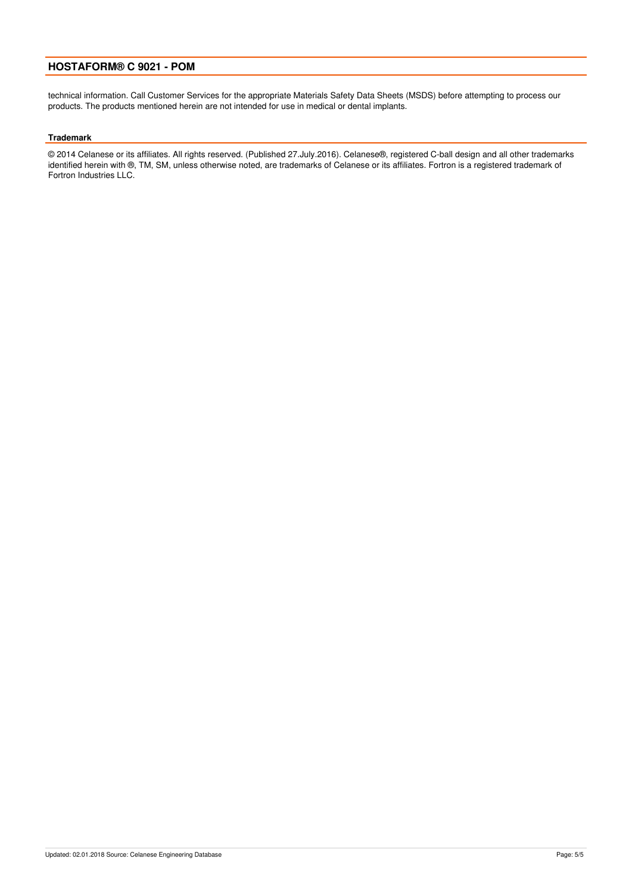technical information. Call Customer Services for the appropriate Materials Safety Data Sheets (MSDS) before attempting to process our products. The products mentioned herein are not intended for use in medical or dental implants.

### Trademark

© 2014 Celanese or its affiliates. All rights reserved. (Published 27.July.2016). Celanese®, registered C-ball design and all other trademarks identified herein with ®, TM, SM, unless otherwise noted, are trademarks of Celanese or its affiliates. Fortron is a registered trademark of Fortron Industries LLC.